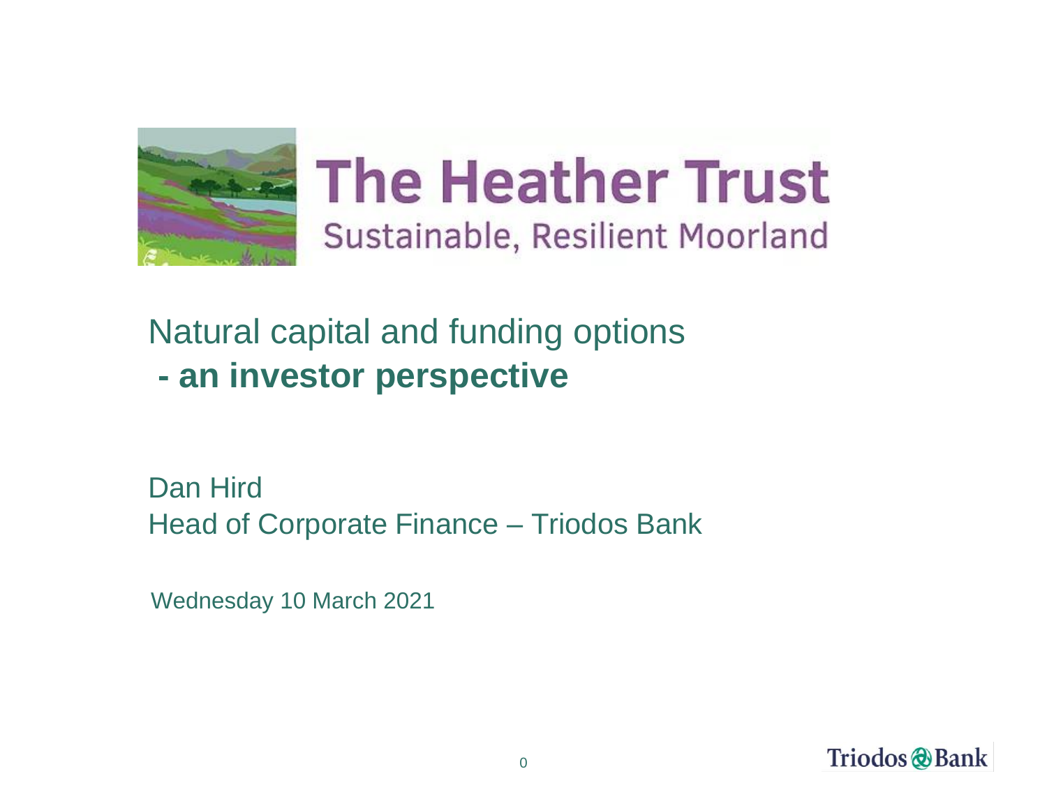# The Heather Trust

Sustainable, Resilient Moorland

## Natural capital and funding options
## **- an investor perspective**

Dan Hird
Head of Corporate Finance – Triodos Bank

Wednesday 10 March 2021

Triodos Bank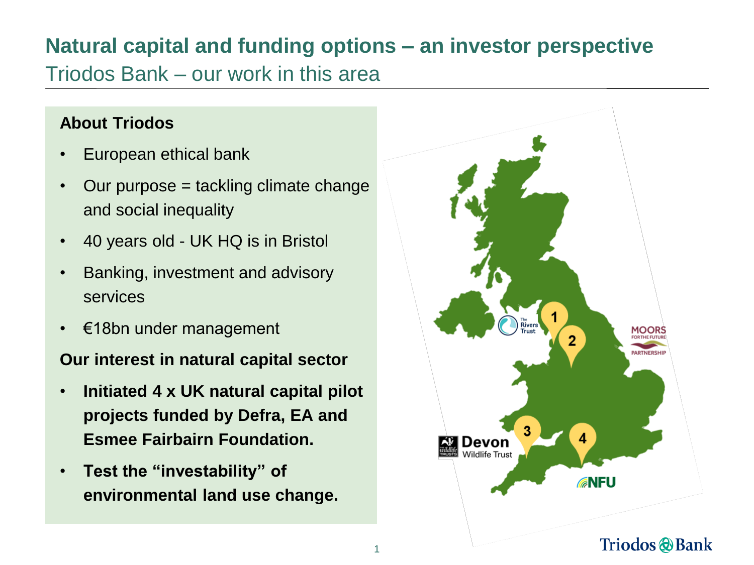# Natural capital and funding options – an investor perspective

## Triodos Bank – our work in this area

**About Triodos**

- European ethical bank
- Our purpose = tackling climate change and social inequality
- 40 years old - UK HQ is in Bristol
- Banking, investment and advisory services
- €18bn under management

**Our interest in natural capital sector**

- **Initiated 4 x UK natural capital pilot projects funded by Defra, EA and Esmee Fairbairn Foundation.**
- **Test the "investability" of environmental land use change.**

1 The Rivers Trust

2 Moors for the Future Partnership

3 Devon Wildlife Trust

4 NFU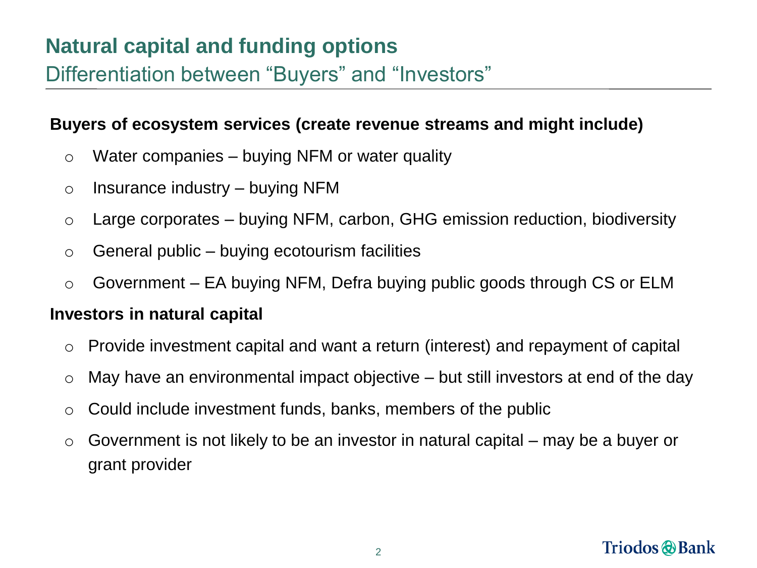# Natural capital and funding options

## Differentiation between “Buyers” and “Investors”

**Buyers of ecosystem services (create revenue streams and might include)**

- Water companies – buying NFM or water quality
- Insurance industry – buying NFM
- Large corporates – buying NFM, carbon, GHG emission reduction, biodiversity
- General public – buying ecotourism facilities
- Government – EA buying NFM, Defra buying public goods through CS or ELM

**Investors in natural capital**

- Provide investment capital and want a return (interest) and repayment of capital
- May have an environmental impact objective – but still investors at end of the day
- Could include investment funds, banks, members of the public
- Government is not likely to be an investor in natural capital – may be a buyer or grant provider

Triodos Bank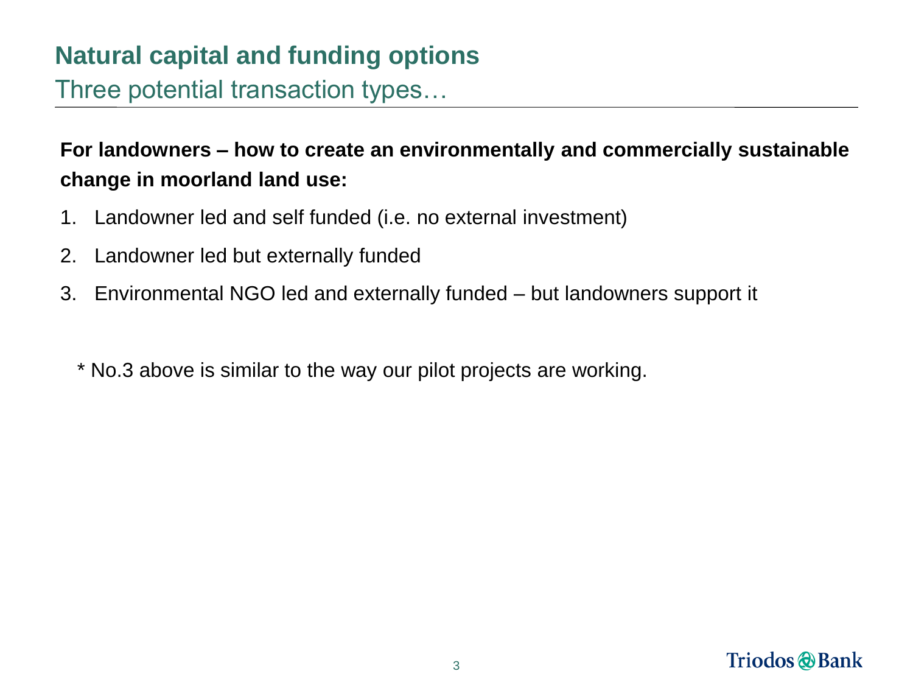# Natural capital and funding options

## Three potential transaction types…

**For landowners – how to create an environmentally and commercially sustainable change in moorland land use:**

1. Landowner led and self funded (i.e. no external investment)
2. Landowner led but externally funded
3. Environmental NGO led and externally funded – but landowners support it

* No.3 above is similar to the way our pilot projects are working.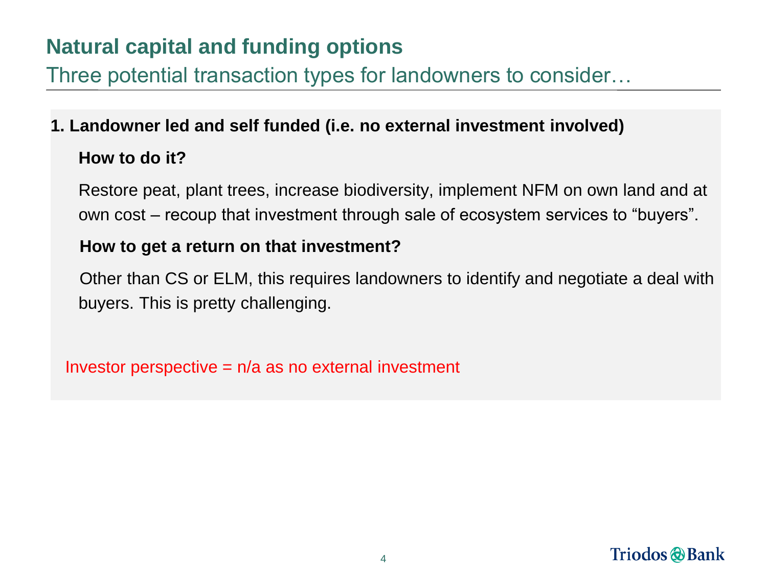# Natural capital and funding options

## Three potential transaction types for landowners to consider…

**1. Landowner led and self funded (i.e. no external investment involved)**

**How to do it?**

Restore peat, plant trees, increase biodiversity, implement NFM on own land and at own cost – recoup that investment through sale of ecosystem services to "buyers".

**How to get a return on that investment?**

Other than CS or ELM, this requires landowners to identify and negotiate a deal with buyers. This is pretty challenging.

Investor perspective = n/a as no external investment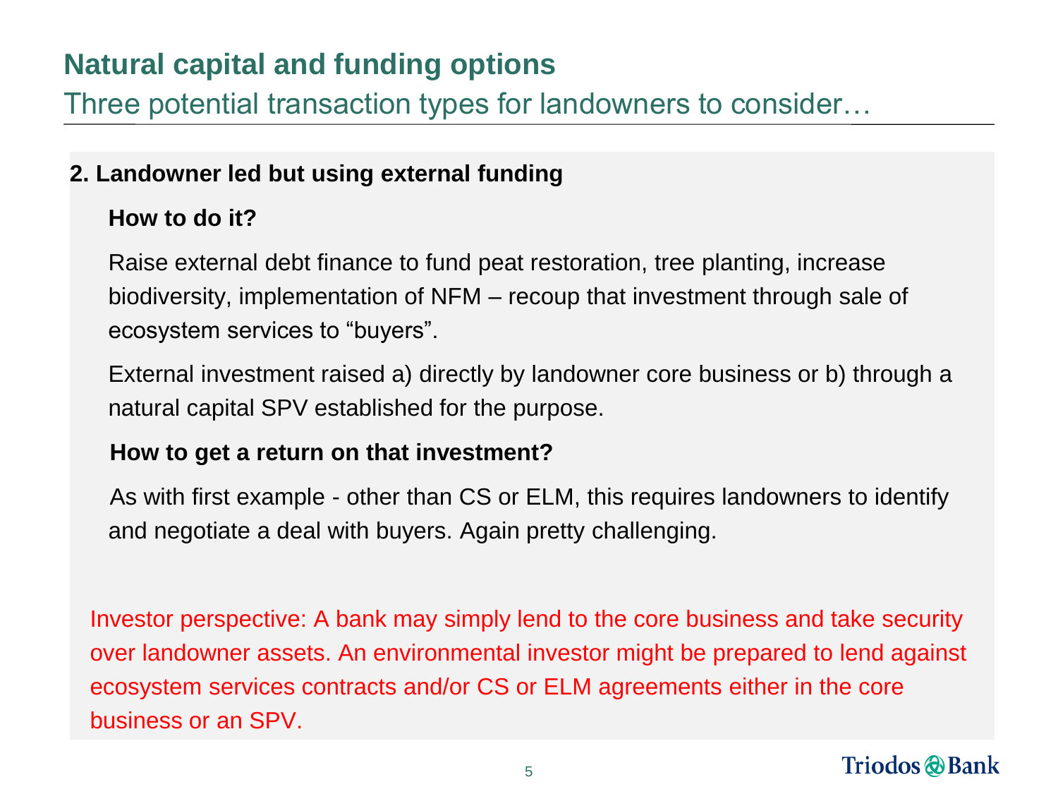# Natural capital and funding options

## Three potential transaction types for landowners to consider…

### 2. Landowner led but using external funding

**How to do it?**

Raise external debt finance to fund peat restoration, tree planting, increase biodiversity, implementation of NFM – recoup that investment through sale of ecosystem services to "buyers".

External investment raised a) directly by landowner core business or b) through a natural capital SPV established for the purpose.

**How to get a return on that investment?**

As with first example - other than CS or ELM, this requires landowners to identify and negotiate a deal with buyers. Again pretty challenging.

Investor perspective: A bank may simply lend to the core business and take security over landowner assets. An environmental investor might be prepared to lend against ecosystem services contracts and/or CS or ELM agreements either in the core business or an SPV.

Triodos Bank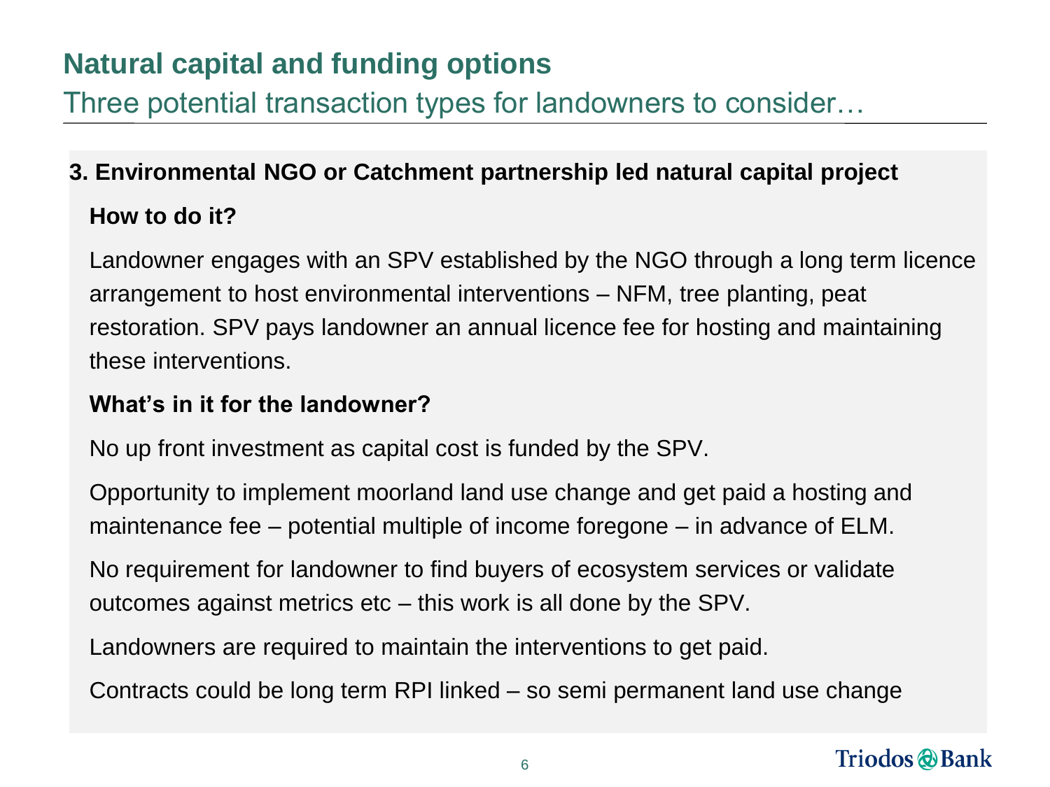# Natural capital and funding options

## Three potential transaction types for landowners to consider…

### 3. Environmental NGO or Catchment partnership led natural capital project

**How to do it?**

Landowner engages with an SPV established by the NGO through a long term licence arrangement to host environmental interventions – NFM, tree planting, peat restoration. SPV pays landowner an annual licence fee for hosting and maintaining these interventions.

**What's in it for the landowner?**

No up front investment as capital cost is funded by the SPV.

Opportunity to implement moorland land use change and get paid a hosting and maintenance fee – potential multiple of income foregone – in advance of ELM.

No requirement for landowner to find buyers of ecosystem services or validate outcomes against metrics etc – this work is all done by the SPV.

Landowners are required to maintain the interventions to get paid.

Contracts could be long term RPI linked – so semi permanent land use change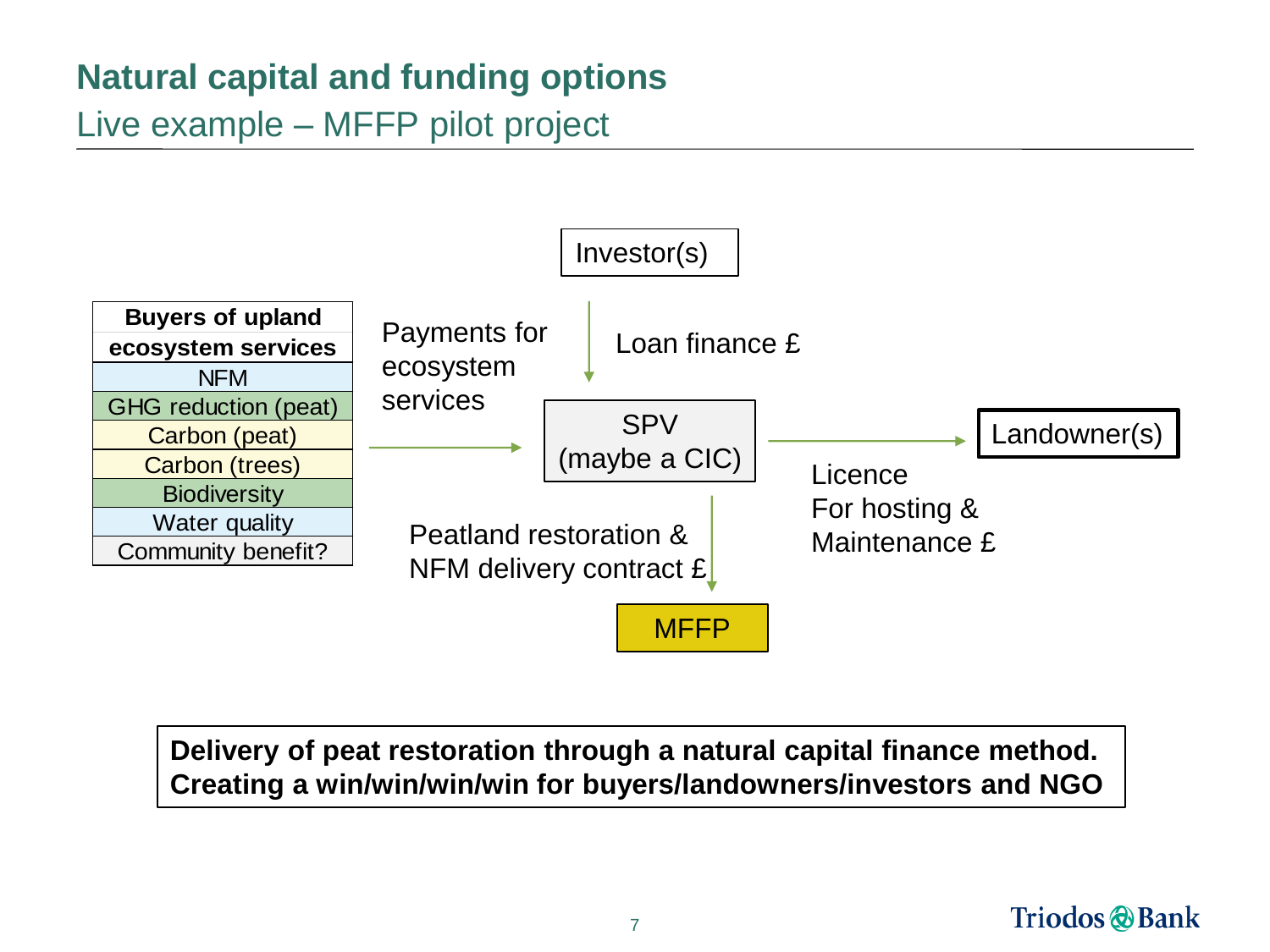# Natural capital and funding options

## Live example – MFFP pilot project

| Buyers of upland ecosystem services |
|---|
| NFM |
| GHG reduction (peat) |
| Carbon (peat) |
| Carbon (trees) |
| Biodiversity |
| Water quality |
| Community benefit? |

Payments for ecosystem services

Investor(s)

Loan finance £

SPV (maybe a CIC)

Landowner(s)

Licence For hosting & Maintenance £

Peatland restoration & NFM delivery contract £

MFFP

**Delivery of peat restoration through a natural capital finance method. Creating a win/win/win/win for buyers/landowners/investors and NGO**